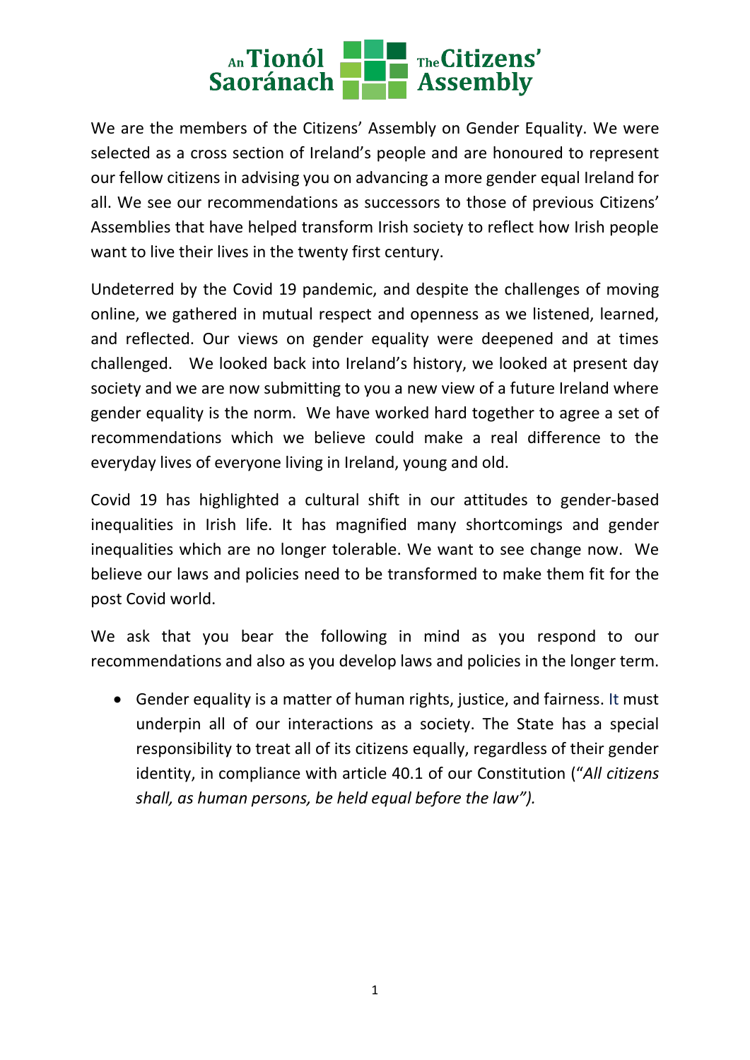An Tionól Saoránach — The Citizens' Assembly

We are the members of the Citizens' Assembly on Gender Equality. We were selected as a cross section of Ireland's people and are honoured to represent our fellow citizens in advising you on advancing a more gender equal Ireland for all. We see our recommendations as successors to those of previous Citizens' Assemblies that have helped transform Irish society to reflect how Irish people want to live their lives in the twenty first century.

Undeterred by the Covid 19 pandemic, and despite the challenges of moving online, we gathered in mutual respect and openness as we listened, learned, and reflected. Our views on gender equality were deepened and at times challenged. We looked back into Ireland's history, we looked at present day society and we are now submitting to you a new view of a future Ireland where gender equality is the norm. We have worked hard together to agree a set of recommendations which we believe could make a real difference to the everyday lives of everyone living in Ireland, young and old.

Covid 19 has highlighted a cultural shift in our attitudes to gender-based inequalities in Irish life. It has magnified many shortcomings and gender inequalities which are no longer tolerable. We want to see change now. We believe our laws and policies need to be transformed to make them fit for the post Covid world.

We ask that you bear the following in mind as you respond to our recommendations and also as you develop laws and policies in the longer term.

- Gender equality is a matter of human rights, justice, and fairness. It must underpin all of our interactions as a society. The State has a special responsibility to treat all of its citizens equally, regardless of their gender identity, in compliance with article 40.1 of our Constitution (*"All citizens shall, as human persons, be held equal before the law")*.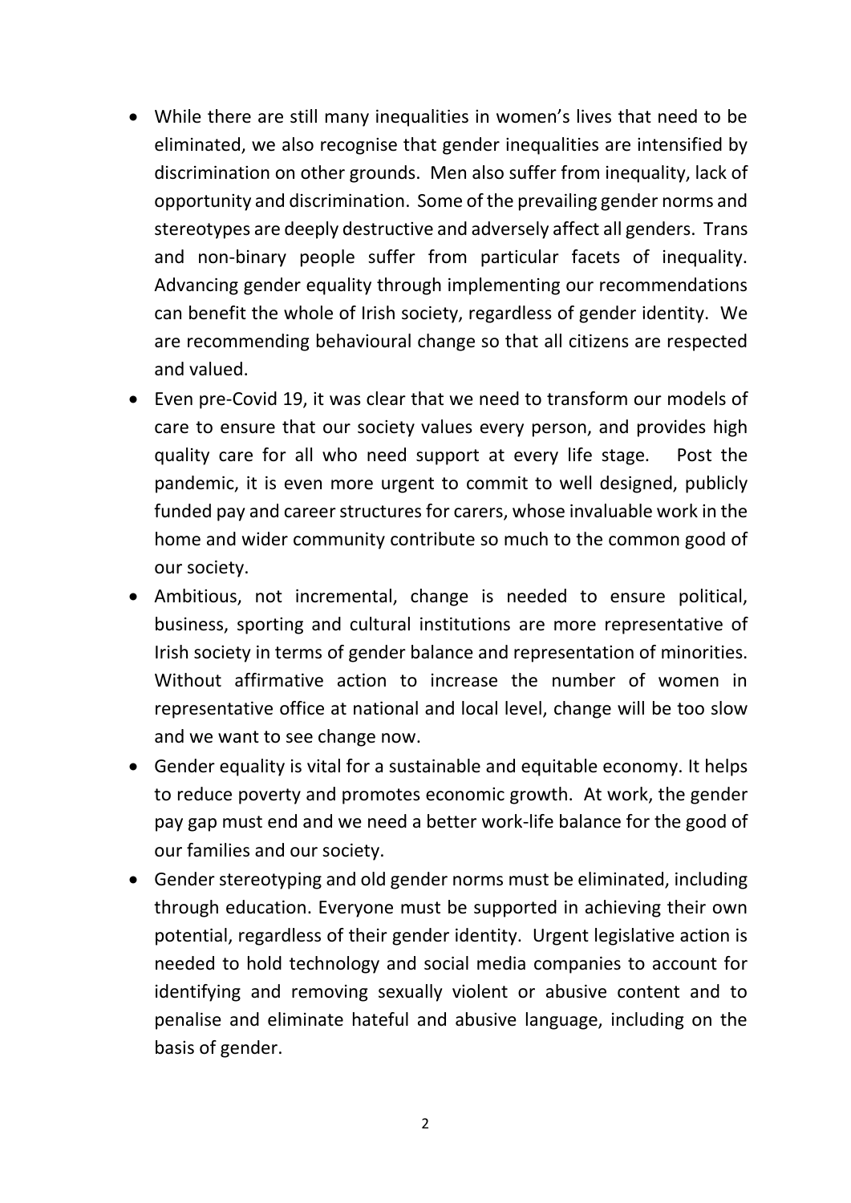- While there are still many inequalities in women's lives that need to be eliminated, we also recognise that gender inequalities are intensified by discrimination on other grounds. Men also suffer from inequality, lack of opportunity and discrimination. Some of the prevailing gender norms and stereotypes are deeply destructive and adversely affect all genders. Trans and non-binary people suffer from particular facets of inequality. Advancing gender equality through implementing our recommendations can benefit the whole of Irish society, regardless of gender identity. We are recommending behavioural change so that all citizens are respected and valued.
- Even pre-Covid 19, it was clear that we need to transform our models of care to ensure that our society values every person, and provides high quality care for all who need support at every life stage. Post the pandemic, it is even more urgent to commit to well designed, publicly funded pay and career structures for carers, whose invaluable work in the home and wider community contribute so much to the common good of our society.
- Ambitious, not incremental, change is needed to ensure political, business, sporting and cultural institutions are more representative of Irish society in terms of gender balance and representation of minorities. Without affirmative action to increase the number of women in representative office at national and local level, change will be too slow and we want to see change now.
- Gender equality is vital for a sustainable and equitable economy. It helps to reduce poverty and promotes economic growth. At work, the gender pay gap must end and we need a better work-life balance for the good of our families and our society.
- Gender stereotyping and old gender norms must be eliminated, including through education. Everyone must be supported in achieving their own potential, regardless of their gender identity. Urgent legislative action is needed to hold technology and social media companies to account for identifying and removing sexually violent or abusive content and to penalise and eliminate hateful and abusive language, including on the basis of gender.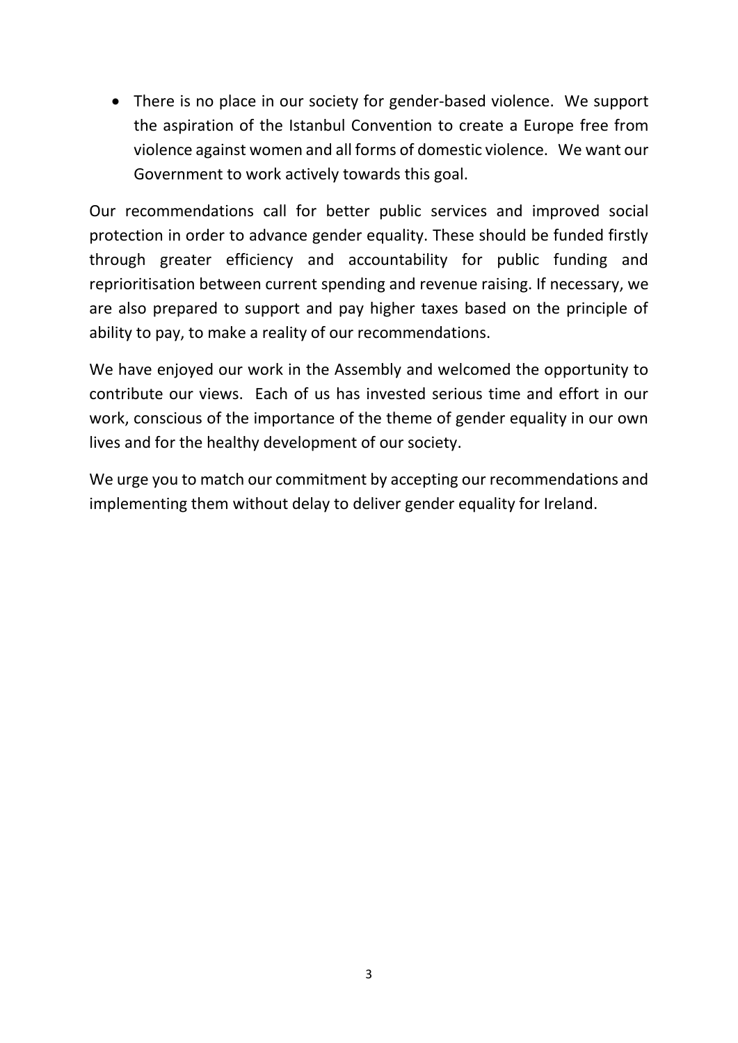- There is no place in our society for gender-based violence. We support the aspiration of the Istanbul Convention to create a Europe free from violence against women and all forms of domestic violence. We want our Government to work actively towards this goal.

Our recommendations call for better public services and improved social protection in order to advance gender equality. These should be funded firstly through greater efficiency and accountability for public funding and reprioritisation between current spending and revenue raising. If necessary, we are also prepared to support and pay higher taxes based on the principle of ability to pay, to make a reality of our recommendations.

We have enjoyed our work in the Assembly and welcomed the opportunity to contribute our views. Each of us has invested serious time and effort in our work, conscious of the importance of the theme of gender equality in our own lives and for the healthy development of our society.

We urge you to match our commitment by accepting our recommendations and implementing them without delay to deliver gender equality for Ireland.